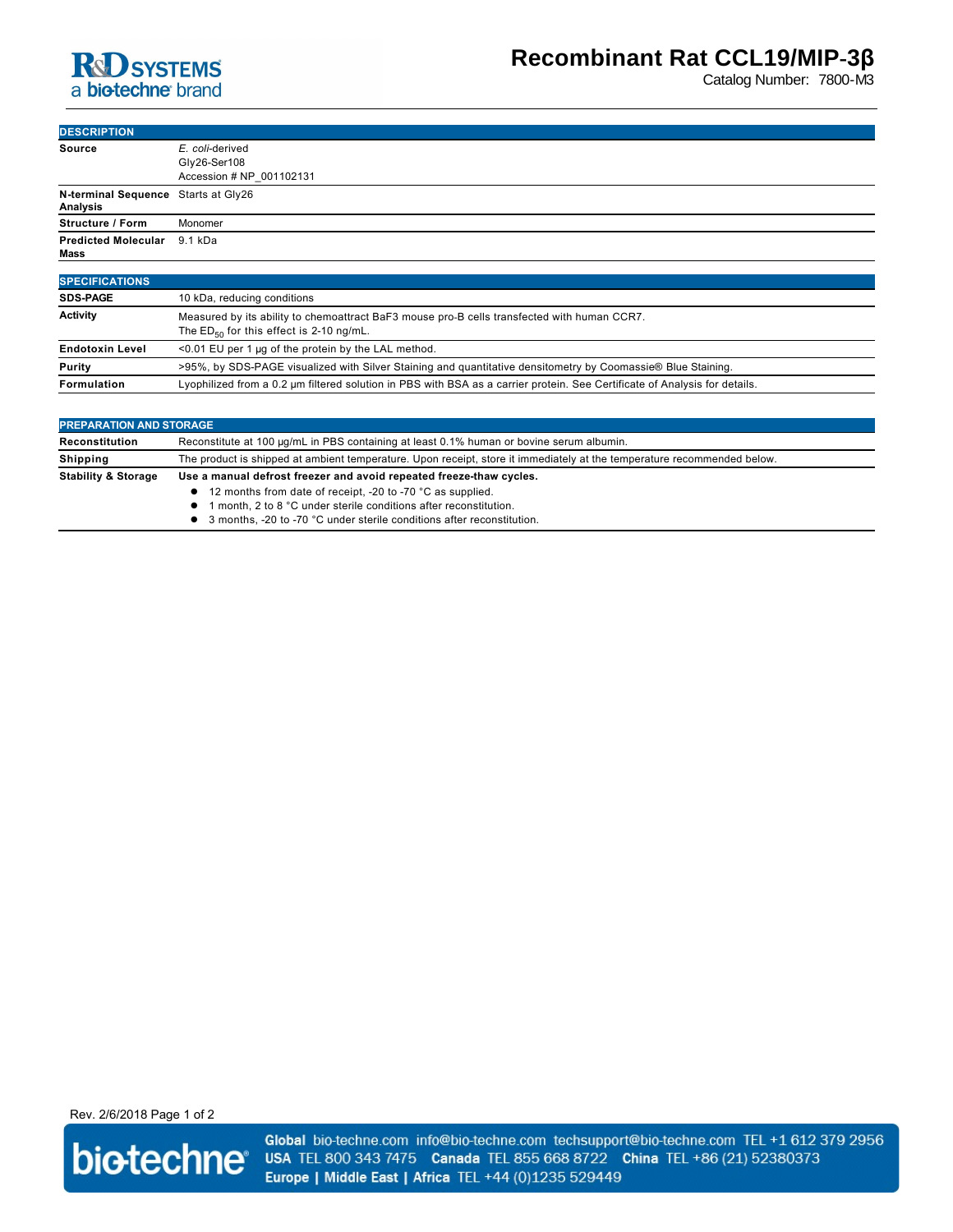# Recombinant Rat CCL19/MIP-3β

Catalog Number: 7800-M3

## DESCRIPTION

| | |
|---|---|
| **Source** | *E. coli*-derived<br>Gly26-Ser108<br>Accession # NP_001102131 |
| **N-terminal Sequence Analysis** | Starts at Gly26 |
| **Structure / Form** | Monomer |
| **Predicted Molecular Mass** | 9.1 kDa |

## SPECIFICATIONS

| | |
|---|---|
| **SDS-PAGE** | 10 kDa, reducing conditions |
| **Activity** | Measured by its ability to chemoattract BaF3 mouse pro-B cells transfected with human CCR7.<br>The $ED_{50}$ for this effect is 2-10 ng/mL. |
| **Endotoxin Level** | <0.01 EU per 1 μg of the protein by the LAL method. |
| **Purity** | >95%, by SDS-PAGE visualized with Silver Staining and quantitative densitometry by Coomassie® Blue Staining. |
| **Formulation** | Lyophilized from a 0.2 μm filtered solution in PBS with BSA as a carrier protein. See Certificate of Analysis for details. |

## PREPARATION AND STORAGE

| | |
|---|---|
| **Reconstitution** | Reconstitute at 100 μg/mL in PBS containing at least 0.1% human or bovine serum albumin. |
| **Shipping** | The product is shipped at ambient temperature. Upon receipt, store it immediately at the temperature recommended below. |
| **Stability & Storage** | **Use a manual defrost freezer and avoid repeated freeze-thaw cycles.**<br>• 12 months from date of receipt, -20 to -70 °C as supplied.<br>• 1 month, 2 to 8 °C under sterile conditions after reconstitution.<br>• 3 months, -20 to -70 °C under sterile conditions after reconstitution. |

Rev. 2/6/2018

**Global** bio-techne.com info@bio-techne.com techsupport@bio-techne.com TEL +1 612 379 2956
**USA** TEL 800 343 7475 **Canada** TEL 855 668 8722 **China** TEL +86 (21) 52380373
**Europe | Middle East | Africa** TEL +44 (0)1235 529449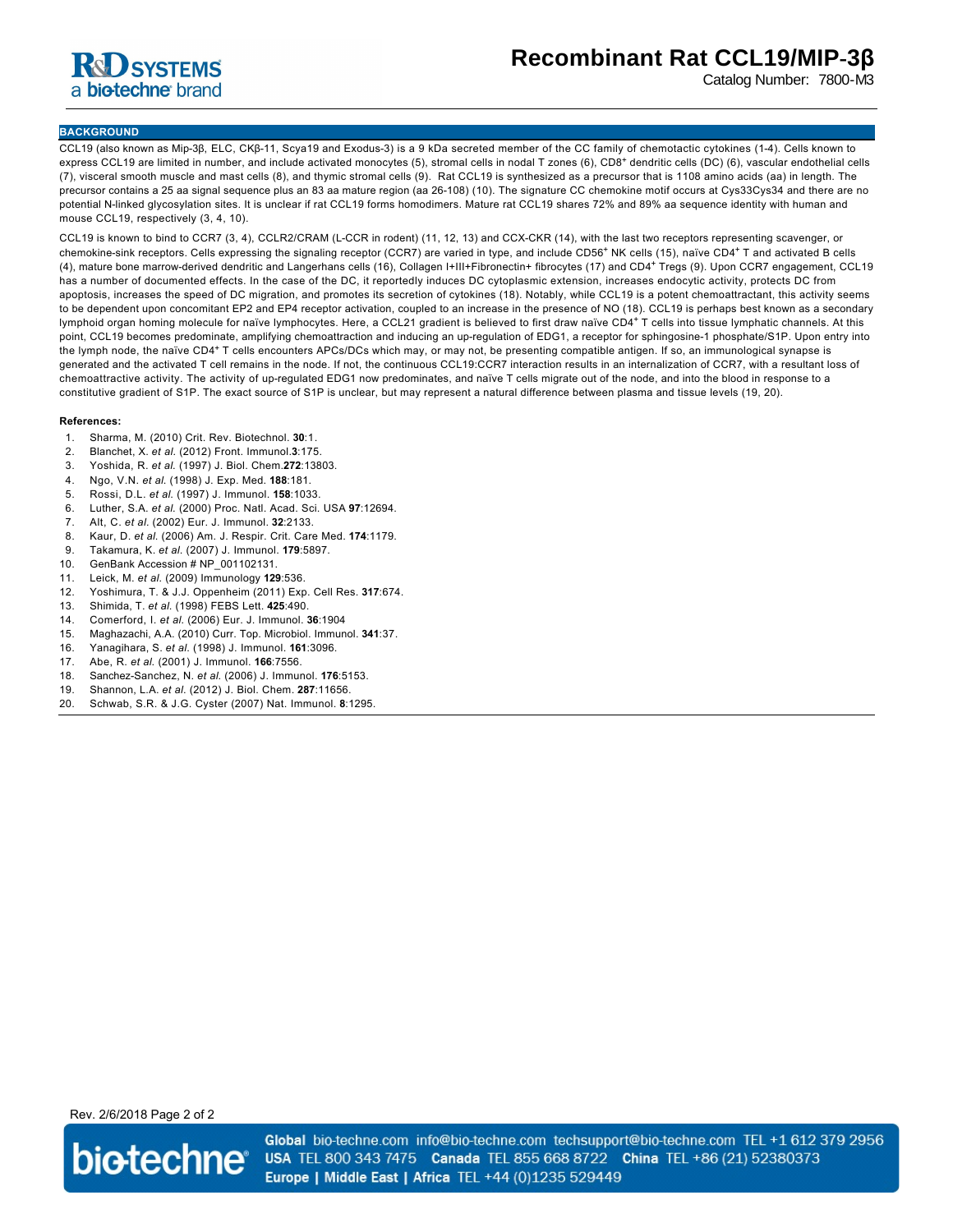## BACKGROUND

CCL19 (also known as Mip-3β, ELC, CKβ-11, Scya19 and Exodus-3) is a 9 kDa secreted member of the CC family of chemotactic cytokines (1-4). Cells known to express CCL19 are limited in number, and include activated monocytes (5), stromal cells in nodal T zones (6), $CD8^+$ dendritic cells (DC) (6), vascular endothelial cells (7), visceral smooth muscle and mast cells (8), and thymic stromal cells (9). Rat CCL19 is synthesized as a precursor that is 1108 amino acids (aa) in length. The precursor contains a 25 aa signal sequence plus an 83 aa mature region (aa 26-108) (10). The signature CC chemokine motif occurs at Cys33Cys34 and there are no potential N-linked glycosylation sites. It is unclear if rat CCL19 forms homodimers. Mature rat CCL19 shares 72% and 89% aa sequence identity with human and mouse CCL19, respectively (3, 4, 10).

CCL19 is known to bind to CCR7 (3, 4), CCLR2/CRAM (L-CCR in rodent) (11, 12, 13) and CCX-CKR (14), with the last two receptors representing scavenger, or chemokine-sink receptors. Cells expressing the signaling receptor (CCR7) are varied in type, and include $CD56^+$ NK cells (15), naïve $CD4^+$ T and activated B cells (4), mature bone marrow-derived dendritic and Langerhans cells (16), Collagen I+III+Fibronectin+ fibrocytes (17) and $CD4^+$ Tregs (9). Upon CCR7 engagement, CCL19 has a number of documented effects. In the case of the DC, it reportedly induces DC cytoplasmic extension, increases endocytic activity, protects DC from apoptosis, increases the speed of DC migration, and promotes its secretion of cytokines (18). Notably, while CCL19 is a potent chemoattractant, this activity seems to be dependent upon concomitant EP2 and EP4 receptor activation, coupled to an increase in the presence of NO (18). CCL19 is perhaps best known as a secondary lymphoid organ homing molecule for naïve lymphocytes. Here, a CCL21 gradient is believed to first draw naïve $CD4^+$ T cells into tissue lymphatic channels. At this point, CCL19 becomes predominate, amplifying chemoattraction and inducing an up-regulation of EDG1, a receptor for sphingosine-1 phosphate/S1P. Upon entry into the lymph node, the naïve $CD4^+$ T cells encounters APCs/DCs which may, or may not, be presenting compatible antigen. If so, an immunological synapse is generated and the activated T cell remains in the node. If not, the continuous CCL19:CCR7 interaction results in an internalization of CCR7, with a resultant loss of chemoattractive activity. The activity of up-regulated EDG1 now predominates, and naïve T cells migrate out of the node, and into the blood in response to a constitutive gradient of S1P. The exact source of S1P is unclear, but may represent a natural difference between plasma and tissue levels (19, 20).

**References:**

1. Sharma, M. (2010) Crit. Rev. Biotechnol. **30**:1.
2. Blanchet, X. *et al.* (2012) Front. Immunol.**3**:175.
3. Yoshida, R. *et al.* (1997) J. Biol. Chem.**272**:13803.
4. Ngo, V.N. *et al.* (1998) J. Exp. Med. **188**:181.
5. Rossi, D.L. *et al.* (1997) J. Immunol. **158**:1033.
6. Luther, S.A. *et al.* (2000) Proc. Natl. Acad. Sci. USA **97**:12694.
7. Alt, C. *et al.* (2002) Eur. J. Immunol. **32**:2133.
8. Kaur, D. *et al.* (2006) Am. J. Respir. Crit. Care Med. **174**:1179.
9. Takamura, K. *et al.* (2007) J. Immunol. **179**:5897.
10. GenBank Accession # NP_001102131.
11. Leick, M. *et al.* (2009) Immunology **129**:536.
12. Yoshimura, T. & J.J. Oppenheim (2011) Exp. Cell Res. **317**:674.
13. Shimida, T. *et al.* (1998) FEBS Lett. **425**:490.
14. Comerford, I. *et al.* (2006) Eur. J. Immunol. **36**:1904
15. Maghazachi, A.A. (2010) Curr. Top. Microbiol. Immunol. **341**:37.
16. Yanagihara, S. *et al.* (1998) J. Immunol. **161**:3096.
17. Abe, R. *et al.* (2001) J. Immunol. **166**:7556.
18. Sanchez-Sanchez, N. *et al.* (2006) J. Immunol. **176**:5153.
19. Shannon, L.A. *et al.* (2012) J. Biol. Chem. **287**:11656.
20. Schwab, S.R. & J.G. Cyster (2007) Nat. Immunol. **8**:1295.